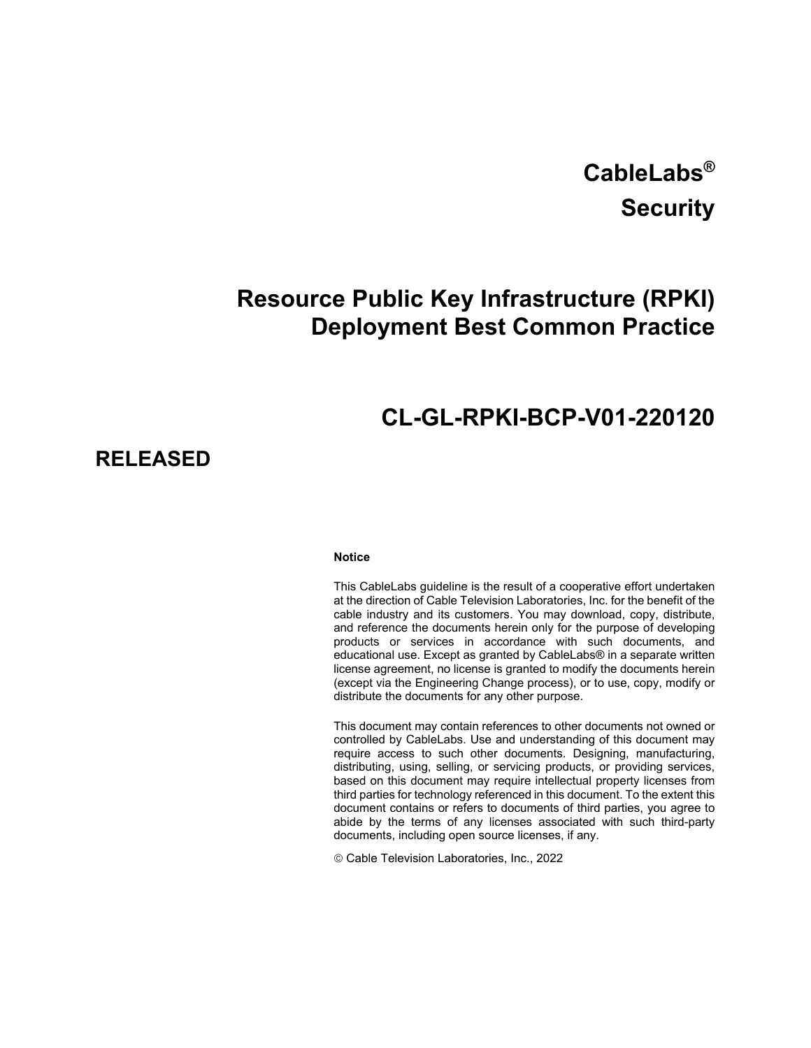# CableLabs®

# Security

# Resource Public Key Infrastructure (RPKI) Deployment Best Common Practice

# CL-GL-RPKI-BCP-V01-220120

## RELEASED

**Notice**

This CableLabs guideline is the result of a cooperative effort undertaken at the direction of Cable Television Laboratories, Inc. for the benefit of the cable industry and its customers. You may download, copy, distribute, and reference the documents herein only for the purpose of developing products or services in accordance with such documents, and educational use. Except as granted by CableLabs® in a separate written license agreement, no license is granted to modify the documents herein (except via the Engineering Change process), or to use, copy, modify or distribute the documents for any other purpose.

This document may contain references to other documents not owned or controlled by CableLabs. Use and understanding of this document may require access to such other documents. Designing, manufacturing, distributing, using, selling, or servicing products, or providing services, based on this document may require intellectual property licenses from third parties for technology referenced in this document. To the extent this document contains or refers to documents of third parties, you agree to abide by the terms of any licenses associated with such third-party documents, including open source licenses, if any.

© Cable Television Laboratories, Inc., 2022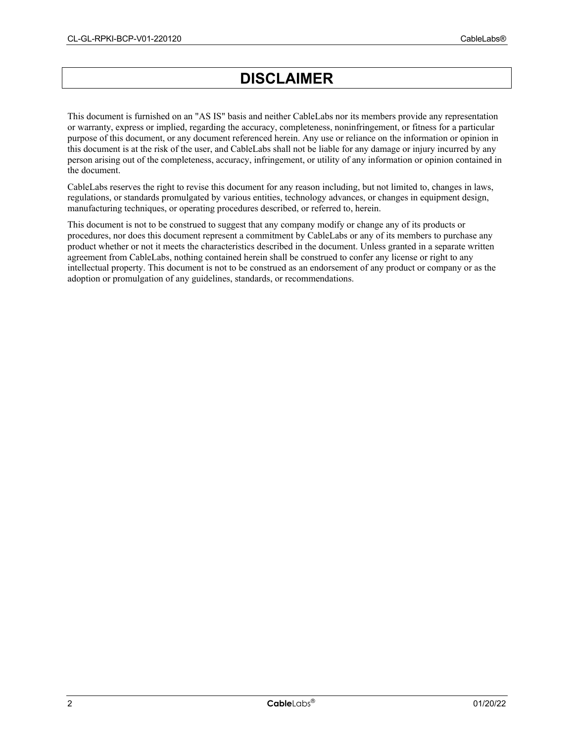# DISCLAIMER

This document is furnished on an "AS IS" basis and neither CableLabs nor its members provide any representation or warranty, express or implied, regarding the accuracy, completeness, noninfringement, or fitness for a particular purpose of this document, or any document referenced herein. Any use or reliance on the information or opinion in this document is at the risk of the user, and CableLabs shall not be liable for any damage or injury incurred by any person arising out of the completeness, accuracy, infringement, or utility of any information or opinion contained in the document.

CableLabs reserves the right to revise this document for any reason including, but not limited to, changes in laws, regulations, or standards promulgated by various entities, technology advances, or changes in equipment design, manufacturing techniques, or operating procedures described, or referred to, herein.

This document is not to be construed to suggest that any company modify or change any of its products or procedures, nor does this document represent a commitment by CableLabs or any of its members to purchase any product whether or not it meets the characteristics described in the document. Unless granted in a separate written agreement from CableLabs, nothing contained herein shall be construed to confer any license or right to any intellectual property. This document is not to be construed as an endorsement of any product or company or as the adoption or promulgation of any guidelines, standards, or recommendations.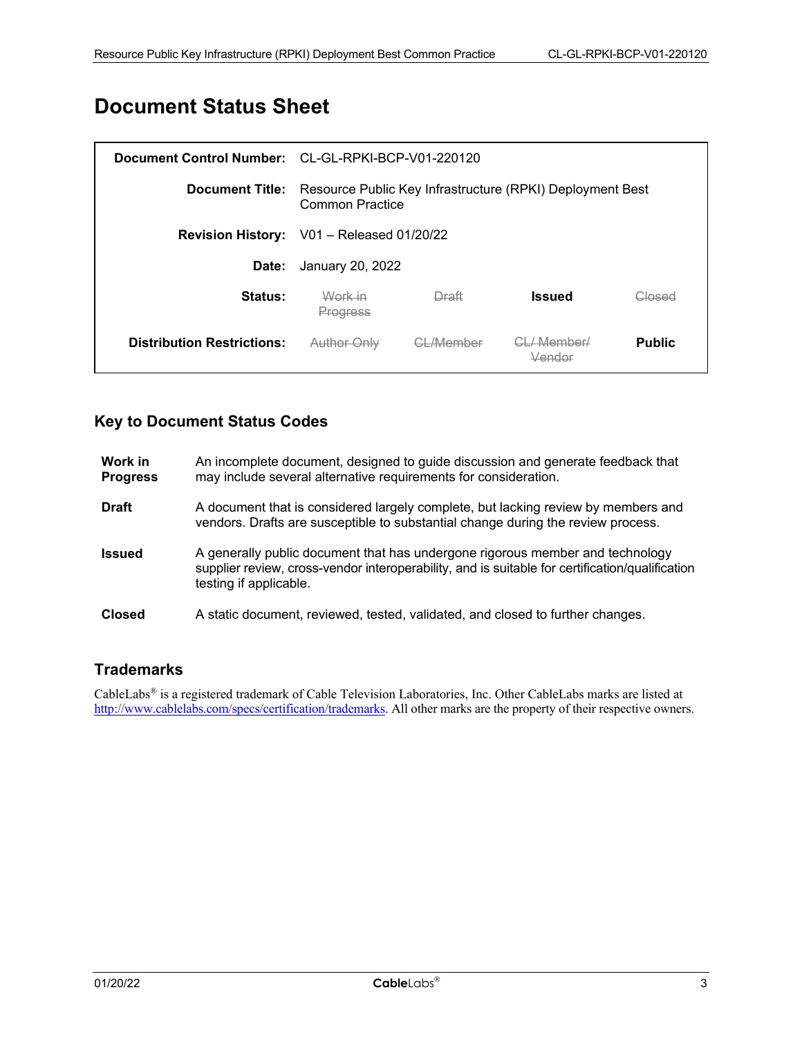# Document Status Sheet

| | | | | |
|---|---|---|---|---|
| **Document Control Number:** | CL-GL-RPKI-BCP-V01-220120 | | | |
| **Document Title:** | Resource Public Key Infrastructure (RPKI) Deployment Best Common Practice | | | |
| **Revision History:** | V01 – Released 01/20/22 | | | |
| **Date:** | January 20, 2022 | | | |
| **Status:** | ~~Work in Progress~~ | ~~Draft~~ | **Issued** | ~~Closed~~ |
| **Distribution Restrictions:** | ~~Author Only~~ | ~~CL/Member~~ | ~~CL/ Member/ Vendor~~ | **Public** |

## Key to Document Status Codes

**Work in Progress** An incomplete document, designed to guide discussion and generate feedback that may include several alternative requirements for consideration.

**Draft** A document that is considered largely complete, but lacking review by members and vendors. Drafts are susceptible to substantial change during the review process.

**Issued** A generally public document that has undergone rigorous member and technology supplier review, cross-vendor interoperability, and is suitable for certification/qualification testing if applicable.

**Closed** A static document, reviewed, tested, validated, and closed to further changes.

## Trademarks

CableLabs® is a registered trademark of Cable Television Laboratories, Inc. Other CableLabs marks are listed at http://www.cablelabs.com/specs/certification/trademarks. All other marks are the property of their respective owners.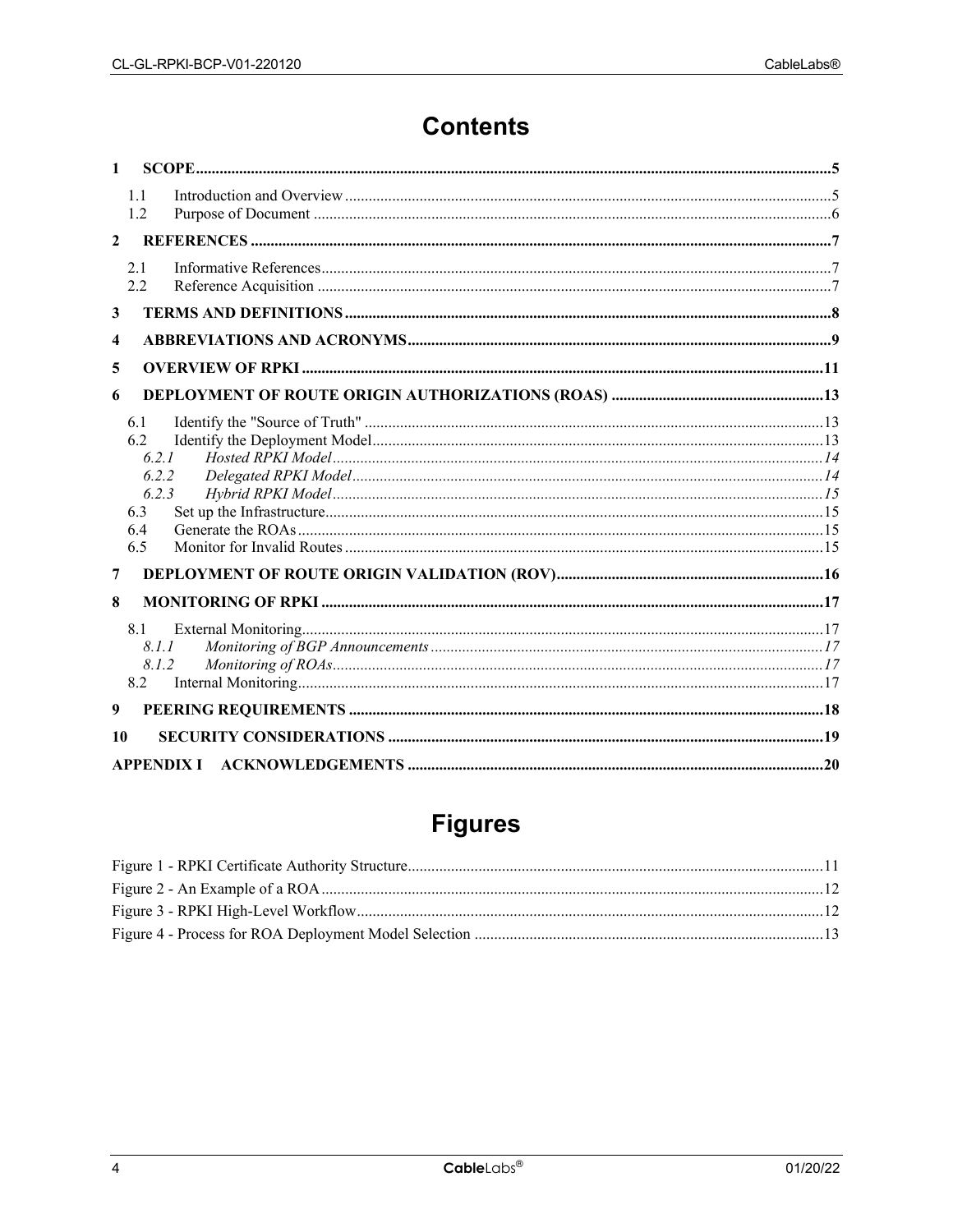# Contents

**1 SCOPE** ..... 5

- 1.1 Introduction and Overview ..... 5
- 1.2 Purpose of Document ..... 6

**2 REFERENCES** ..... 7

- 2.1 Informative References ..... 7
- 2.2 Reference Acquisition ..... 7

**3 TERMS AND DEFINITIONS** ..... 8

**4 ABBREVIATIONS AND ACRONYMS** ..... 9

**5 OVERVIEW OF RPKI** ..... 11

**6 DEPLOYMENT OF ROUTE ORIGIN AUTHORIZATIONS (ROAS)** ..... 13

- 6.1 Identify the "Source of Truth" ..... 13
- 6.2 Identify the Deployment Model ..... 13
  - *6.2.1 Hosted RPKI Model* ..... 14
  - *6.2.2 Delegated RPKI Model* ..... 14
  - *6.2.3 Hybrid RPKI Model* ..... 15
- 6.3 Set up the Infrastructure ..... 15
- 6.4 Generate the ROAs ..... 15
- 6.5 Monitor for Invalid Routes ..... 15

**7 DEPLOYMENT OF ROUTE ORIGIN VALIDATION (ROV)** ..... 16

**8 MONITORING OF RPKI** ..... 17

- 8.1 External Monitoring ..... 17
  - *8.1.1 Monitoring of BGP Announcements* ..... 17
  - *8.1.2 Monitoring of ROAs* ..... 17
- 8.2 Internal Monitoring ..... 17

**9 PEERING REQUIREMENTS** ..... 18

**10 SECURITY CONSIDERATIONS** ..... 19

**APPENDIX I ACKNOWLEDGEMENTS** ..... 20

# Figures

Figure 1 - RPKI Certificate Authority Structure ..... 11

Figure 2 - An Example of a ROA ..... 12

Figure 3 - RPKI High-Level Workflow ..... 12

Figure 4 - Process for ROA Deployment Model Selection ..... 13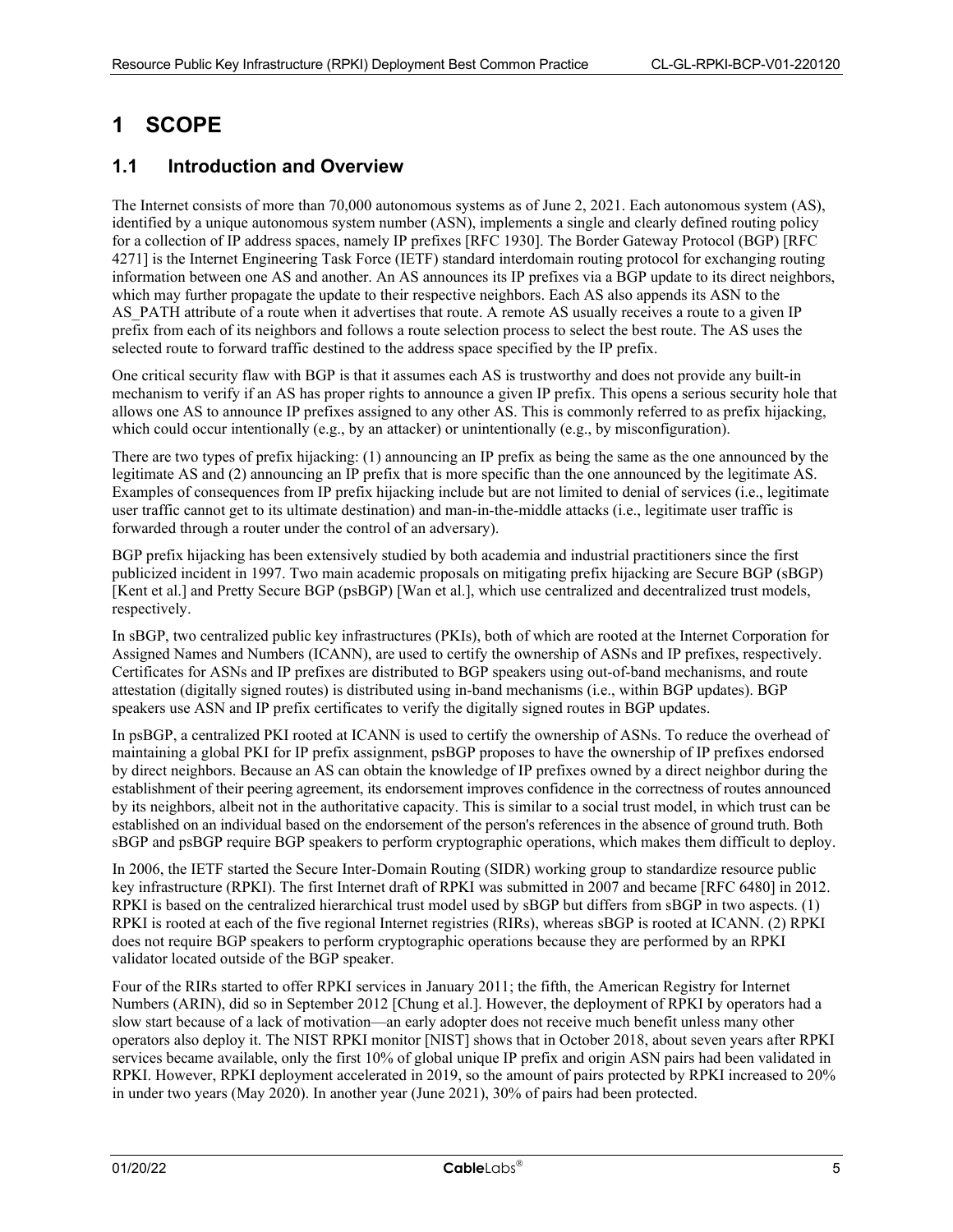# 1 SCOPE

## 1.1 Introduction and Overview

The Internet consists of more than 70,000 autonomous systems as of June 2, 2021. Each autonomous system (AS), identified by a unique autonomous system number (ASN), implements a single and clearly defined routing policy for a collection of IP address spaces, namely IP prefixes [RFC 1930]. The Border Gateway Protocol (BGP) [RFC 4271] is the Internet Engineering Task Force (IETF) standard interdomain routing protocol for exchanging routing information between one AS and another. An AS announces its IP prefixes via a BGP update to its direct neighbors, which may further propagate the update to their respective neighbors. Each AS also appends its ASN to the AS_PATH attribute of a route when it advertises that route. A remote AS usually receives a route to a given IP prefix from each of its neighbors and follows a route selection process to select the best route. The AS uses the selected route to forward traffic destined to the address space specified by the IP prefix.

One critical security flaw with BGP is that it assumes each AS is trustworthy and does not provide any built-in mechanism to verify if an AS has proper rights to announce a given IP prefix. This opens a serious security hole that allows one AS to announce IP prefixes assigned to any other AS. This is commonly referred to as prefix hijacking, which could occur intentionally (e.g., by an attacker) or unintentionally (e.g., by misconfiguration).

There are two types of prefix hijacking: (1) announcing an IP prefix as being the same as the one announced by the legitimate AS and (2) announcing an IP prefix that is more specific than the one announced by the legitimate AS. Examples of consequences from IP prefix hijacking include but are not limited to denial of services (i.e., legitimate user traffic cannot get to its ultimate destination) and man-in-the-middle attacks (i.e., legitimate user traffic is forwarded through a router under the control of an adversary).

BGP prefix hijacking has been extensively studied by both academia and industrial practitioners since the first publicized incident in 1997. Two main academic proposals on mitigating prefix hijacking are Secure BGP (sBGP) [Kent et al.] and Pretty Secure BGP (psBGP) [Wan et al.], which use centralized and decentralized trust models, respectively.

In sBGP, two centralized public key infrastructures (PKIs), both of which are rooted at the Internet Corporation for Assigned Names and Numbers (ICANN), are used to certify the ownership of ASNs and IP prefixes, respectively. Certificates for ASNs and IP prefixes are distributed to BGP speakers using out-of-band mechanisms, and route attestation (digitally signed routes) is distributed using in-band mechanisms (i.e., within BGP updates). BGP speakers use ASN and IP prefix certificates to verify the digitally signed routes in BGP updates.

In psBGP, a centralized PKI rooted at ICANN is used to certify the ownership of ASNs. To reduce the overhead of maintaining a global PKI for IP prefix assignment, psBGP proposes to have the ownership of IP prefixes endorsed by direct neighbors. Because an AS can obtain the knowledge of IP prefixes owned by a direct neighbor during the establishment of their peering agreement, its endorsement improves confidence in the correctness of routes announced by its neighbors, albeit not in the authoritative capacity. This is similar to a social trust model, in which trust can be established on an individual based on the endorsement of the person's references in the absence of ground truth. Both sBGP and psBGP require BGP speakers to perform cryptographic operations, which makes them difficult to deploy.

In 2006, the IETF started the Secure Inter-Domain Routing (SIDR) working group to standardize resource public key infrastructure (RPKI). The first Internet draft of RPKI was submitted in 2007 and became [RFC 6480] in 2012. RPKI is based on the centralized hierarchical trust model used by sBGP but differs from sBGP in two aspects. (1) RPKI is rooted at each of the five regional Internet registries (RIRs), whereas sBGP is rooted at ICANN. (2) RPKI does not require BGP speakers to perform cryptographic operations because they are performed by an RPKI validator located outside of the BGP speaker.

Four of the RIRs started to offer RPKI services in January 2011; the fifth, the American Registry for Internet Numbers (ARIN), did so in September 2012 [Chung et al.]. However, the deployment of RPKI by operators had a slow start because of a lack of motivation—an early adopter does not receive much benefit unless many other operators also deploy it. The NIST RPKI monitor [NIST] shows that in October 2018, about seven years after RPKI services became available, only the first 10% of global unique IP prefix and origin ASN pairs had been validated in RPKI. However, RPKI deployment accelerated in 2019, so the amount of pairs protected by RPKI increased to 20% in under two years (May 2020). In another year (June 2021), 30% of pairs had been protected.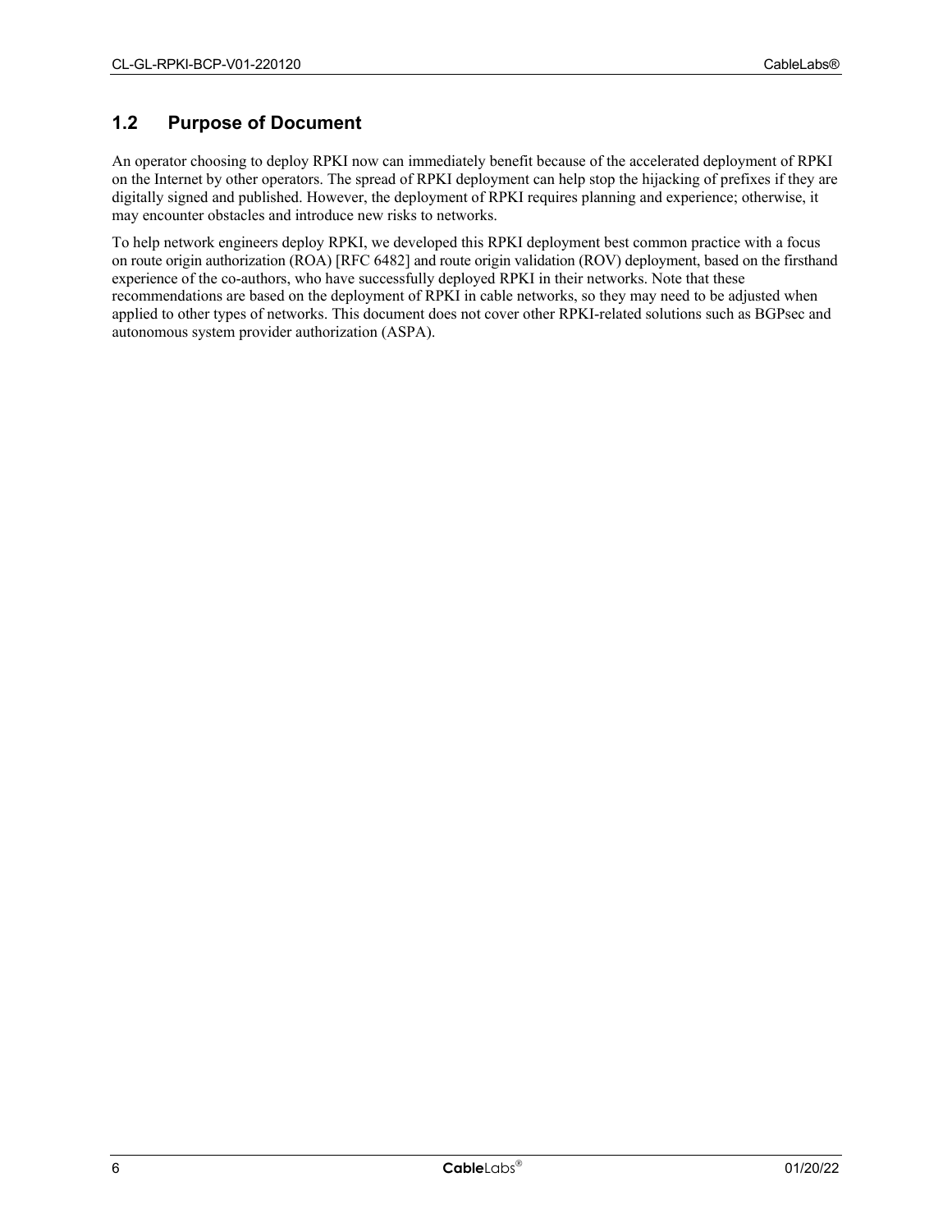## 1.2 Purpose of Document

An operator choosing to deploy RPKI now can immediately benefit because of the accelerated deployment of RPKI on the Internet by other operators. The spread of RPKI deployment can help stop the hijacking of prefixes if they are digitally signed and published. However, the deployment of RPKI requires planning and experience; otherwise, it may encounter obstacles and introduce new risks to networks.

To help network engineers deploy RPKI, we developed this RPKI deployment best common practice with a focus on route origin authorization (ROA) [RFC 6482] and route origin validation (ROV) deployment, based on the firsthand experience of the co-authors, who have successfully deployed RPKI in their networks. Note that these recommendations are based on the deployment of RPKI in cable networks, so they may need to be adjusted when applied to other types of networks. This document does not cover other RPKI-related solutions such as BGPsec and autonomous system provider authorization (ASPA).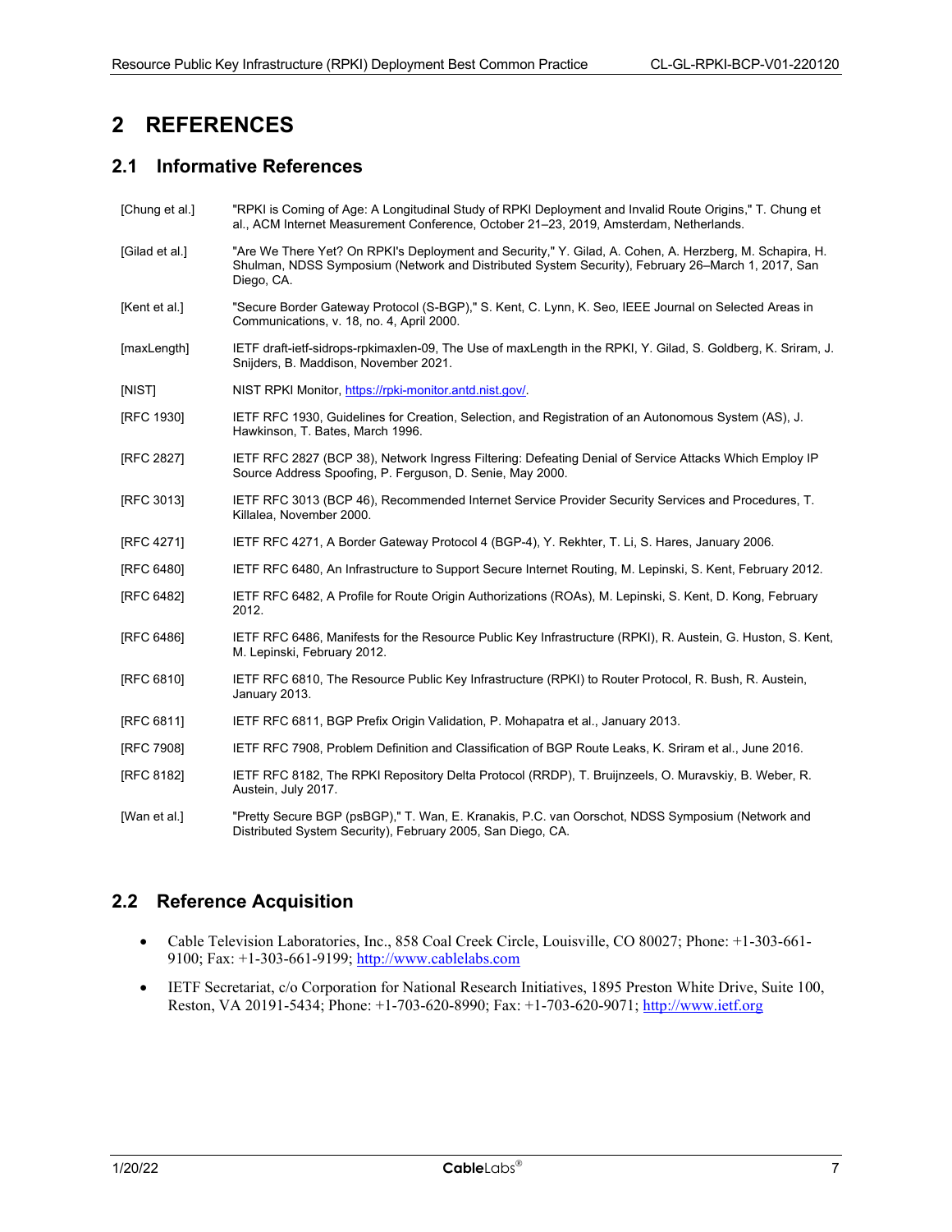# 2 REFERENCES

## 2.1 Informative References

[Chung et al.] "RPKI is Coming of Age: A Longitudinal Study of RPKI Deployment and Invalid Route Origins," T. Chung et al., ACM Internet Measurement Conference, October 21–23, 2019, Amsterdam, Netherlands.

[Gilad et al.] "Are We There Yet? On RPKI's Deployment and Security," Y. Gilad, A. Cohen, A. Herzberg, M. Schapira, H. Shulman, NDSS Symposium (Network and Distributed System Security), February 26–March 1, 2017, San Diego, CA.

[Kent et al.] "Secure Border Gateway Protocol (S-BGP)," S. Kent, C. Lynn, K. Seo, IEEE Journal on Selected Areas in Communications, v. 18, no. 4, April 2000.

[maxLength] IETF draft-ietf-sidrops-rpkimaxlen-09, The Use of maxLength in the RPKI, Y. Gilad, S. Goldberg, K. Sriram, J. Snijders, B. Maddison, November 2021.

[NIST] NIST RPKI Monitor, https://rpki-monitor.antd.nist.gov/.

[RFC 1930] IETF RFC 1930, Guidelines for Creation, Selection, and Registration of an Autonomous System (AS), J. Hawkinson, T. Bates, March 1996.

[RFC 2827] IETF RFC 2827 (BCP 38), Network Ingress Filtering: Defeating Denial of Service Attacks Which Employ IP Source Address Spoofing, P. Ferguson, D. Senie, May 2000.

[RFC 3013] IETF RFC 3013 (BCP 46), Recommended Internet Service Provider Security Services and Procedures, T. Killalea, November 2000.

[RFC 4271] IETF RFC 4271, A Border Gateway Protocol 4 (BGP-4), Y. Rekhter, T. Li, S. Hares, January 2006.

[RFC 6480] IETF RFC 6480, An Infrastructure to Support Secure Internet Routing, M. Lepinski, S. Kent, February 2012.

[RFC 6482] IETF RFC 6482, A Profile for Route Origin Authorizations (ROAs), M. Lepinski, S. Kent, D. Kong, February 2012.

[RFC 6486] IETF RFC 6486, Manifests for the Resource Public Key Infrastructure (RPKI), R. Austein, G. Huston, S. Kent, M. Lepinski, February 2012.

[RFC 6810] IETF RFC 6810, The Resource Public Key Infrastructure (RPKI) to Router Protocol, R. Bush, R. Austein, January 2013.

[RFC 6811] IETF RFC 6811, BGP Prefix Origin Validation, P. Mohapatra et al., January 2013.

[RFC 7908] IETF RFC 7908, Problem Definition and Classification of BGP Route Leaks, K. Sriram et al., June 2016.

[RFC 8182] IETF RFC 8182, The RPKI Repository Delta Protocol (RRDP), T. Bruijnzeels, O. Muravskiy, B. Weber, R. Austein, July 2017.

[Wan et al.] "Pretty Secure BGP (psBGP)," T. Wan, E. Kranakis, P.C. van Oorschot, NDSS Symposium (Network and Distributed System Security), February 2005, San Diego, CA.

## 2.2 Reference Acquisition

- Cable Television Laboratories, Inc., 858 Coal Creek Circle, Louisville, CO 80027; Phone: +1-303-661-9100; Fax: +1-303-661-9199; http://www.cablelabs.com
- IETF Secretariat, c/o Corporation for National Research Initiatives, 1895 Preston White Drive, Suite 100, Reston, VA 20191-5434; Phone: +1-703-620-8990; Fax: +1-703-620-9071; http://www.ietf.org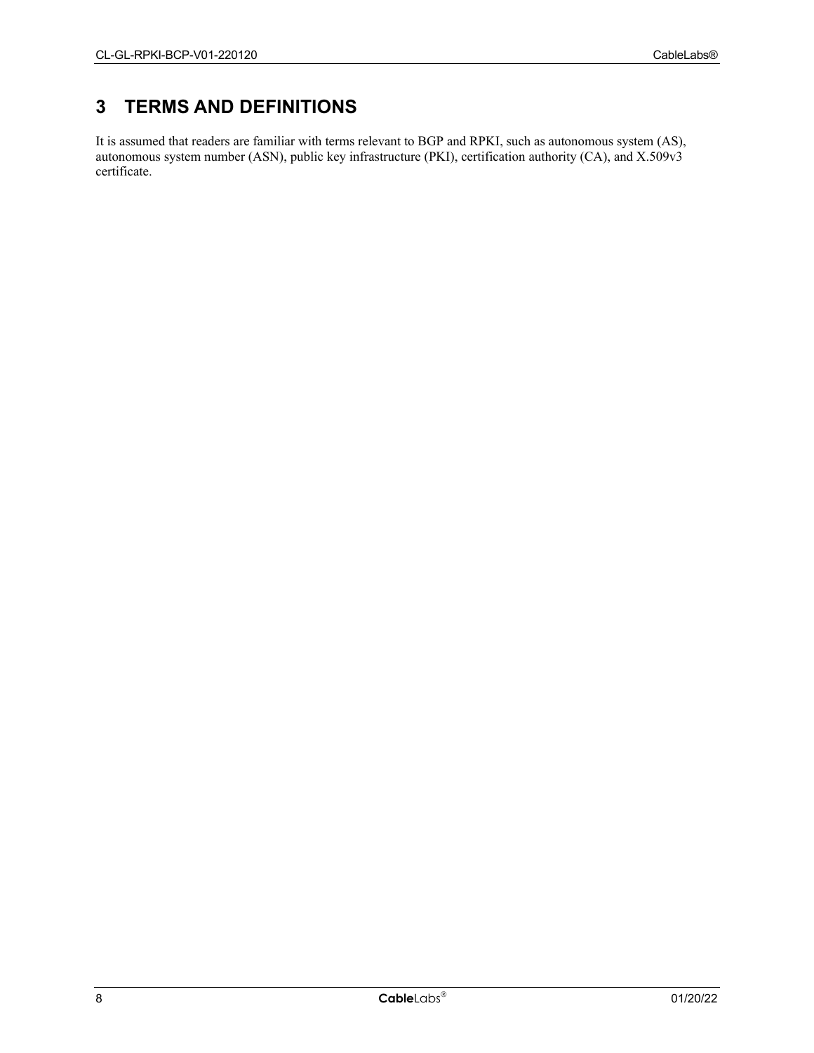# 3 TERMS AND DEFINITIONS

It is assumed that readers are familiar with terms relevant to BGP and RPKI, such as autonomous system (AS), autonomous system number (ASN), public key infrastructure (PKI), certification authority (CA), and X.509v3 certificate.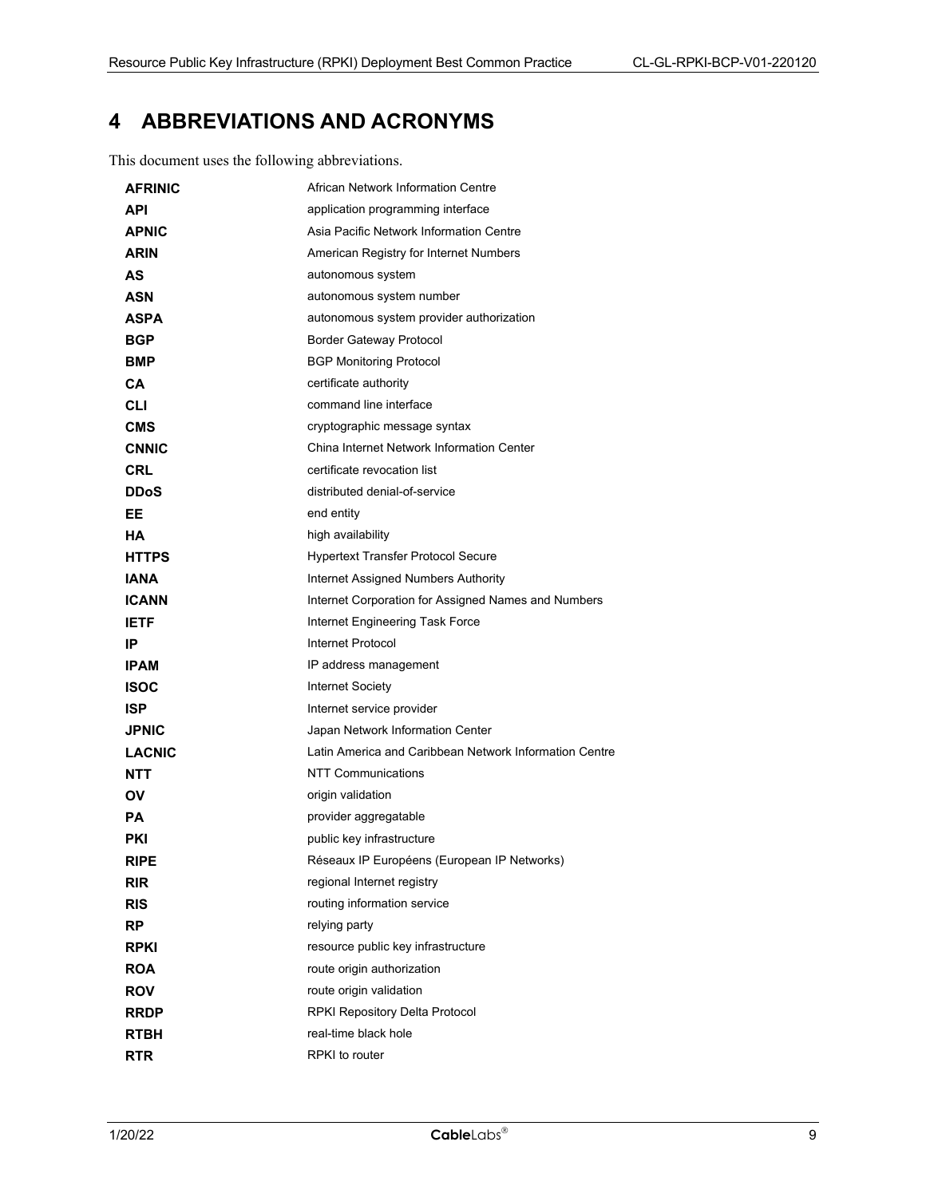# 4 ABBREVIATIONS AND ACRONYMS

This document uses the following abbreviations.

| | |
|---|---|
| **AFRINIC** | African Network Information Centre |
| **API** | application programming interface |
| **APNIC** | Asia Pacific Network Information Centre |
| **ARIN** | American Registry for Internet Numbers |
| **AS** | autonomous system |
| **ASN** | autonomous system number |
| **ASPA** | autonomous system provider authorization |
| **BGP** | Border Gateway Protocol |
| **BMP** | BGP Monitoring Protocol |
| **CA** | certificate authority |
| **CLI** | command line interface |
| **CMS** | cryptographic message syntax |
| **CNNIC** | China Internet Network Information Center |
| **CRL** | certificate revocation list |
| **DDoS** | distributed denial-of-service |
| **EE** | end entity |
| **HA** | high availability |
| **HTTPS** | Hypertext Transfer Protocol Secure |
| **IANA** | Internet Assigned Numbers Authority |
| **ICANN** | Internet Corporation for Assigned Names and Numbers |
| **IETF** | Internet Engineering Task Force |
| **IP** | Internet Protocol |
| **IPAM** | IP address management |
| **ISOC** | Internet Society |
| **ISP** | Internet service provider |
| **JPNIC** | Japan Network Information Center |
| **LACNIC** | Latin America and Caribbean Network Information Centre |
| **NTT** | NTT Communications |
| **OV** | origin validation |
| **PA** | provider aggregatable |
| **PKI** | public key infrastructure |
| **RIPE** | Réseaux IP Européens (European IP Networks) |
| **RIR** | regional Internet registry |
| **RIS** | routing information service |
| **RP** | relying party |
| **RPKI** | resource public key infrastructure |
| **ROA** | route origin authorization |
| **ROV** | route origin validation |
| **RRDP** | RPKI Repository Delta Protocol |
| **RTBH** | real-time black hole |
| **RTR** | RPKI to router |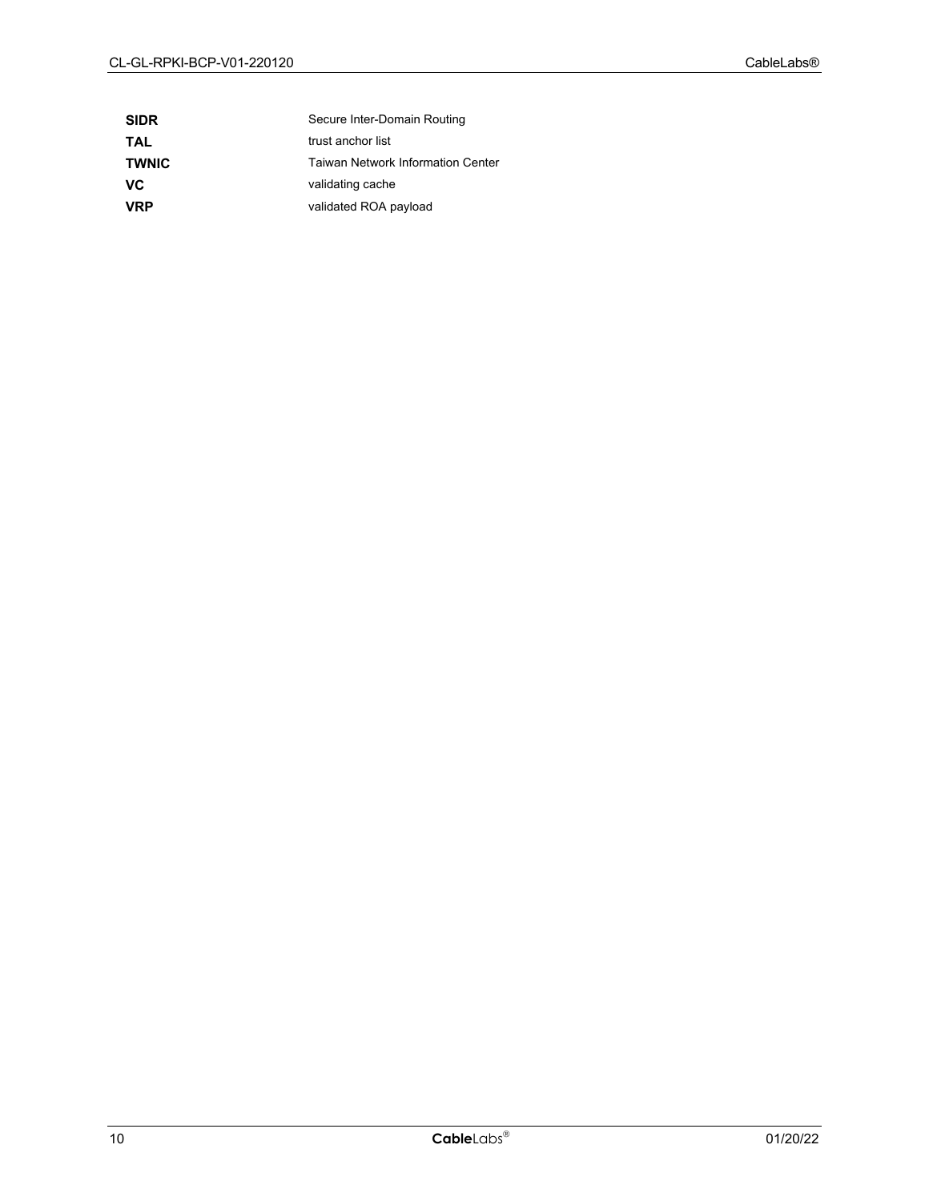| | |
|---|---|
| **SIDR** | Secure Inter-Domain Routing |
| **TAL** | trust anchor list |
| **TWNIC** | Taiwan Network Information Center |
| **VC** | validating cache |
| **VRP** | validated ROA payload |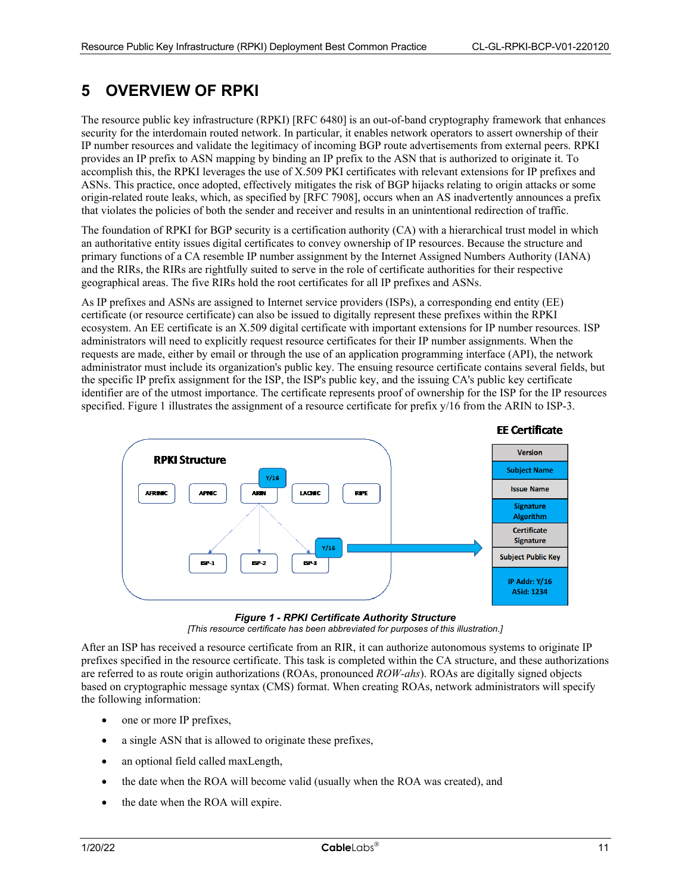# 5 OVERVIEW OF RPKI

The resource public key infrastructure (RPKI) [RFC 6480] is an out-of-band cryptography framework that enhances security for the interdomain routed network. In particular, it enables network operators to assert ownership of their IP number resources and validate the legitimacy of incoming BGP route advertisements from external peers. RPKI provides an IP prefix to ASN mapping by binding an IP prefix to the ASN that is authorized to originate it. To accomplish this, the RPKI leverages the use of X.509 PKI certificates with relevant extensions for IP prefixes and ASNs. This practice, once adopted, effectively mitigates the risk of BGP hijacks relating to origin attacks or some origin-related route leaks, which, as specified by [RFC 7908], occurs when an AS inadvertently announces a prefix that violates the policies of both the sender and receiver and results in an unintentional redirection of traffic.

The foundation of RPKI for BGP security is a certification authority (CA) with a hierarchical trust model in which an authoritative entity issues digital certificates to convey ownership of IP resources. Because the structure and primary functions of a CA resemble IP number assignment by the Internet Assigned Numbers Authority (IANA) and the RIRs, the RIRs are rightfully suited to serve in the role of certificate authorities for their respective geographical areas. The five RIRs hold the root certificates for all IP prefixes and ASNs.

As IP prefixes and ASNs are assigned to Internet service providers (ISPs), a corresponding end entity (EE) certificate (or resource certificate) can also be issued to digitally represent these prefixes within the RPKI ecosystem. An EE certificate is an X.509 digital certificate with important extensions for IP number resources. ISP administrators will need to explicitly request resource certificates for their IP number assignments. When the requests are made, either by email or through the use of an application programming interface (API), the network administrator must include its organization's public key. The ensuing resource certificate contains several fields, but the specific IP prefix assignment for the ISP, the ISP's public key, and the issuing CA's public key certificate identifier are of the utmost importance. The certificate represents proof of ownership for the ISP for the IP resources specified. Figure 1 illustrates the assignment of a resource certificate for prefix y/16 from the ARIN to ISP-3.

**Figure 1 - RPKI Certificate Authority Structure**

*[This resource certificate has been abbreviated for purposes of this illustration.]*

After an ISP has received a resource certificate from an RIR, it can authorize autonomous systems to originate IP prefixes specified in the resource certificate. This task is completed within the CA structure, and these authorizations are referred to as route origin authorizations (ROAs, pronounced *ROW-ahs*). ROAs are digitally signed objects based on cryptographic message syntax (CMS) format. When creating ROAs, network administrators will specify the following information:

- one or more IP prefixes,
- a single ASN that is allowed to originate these prefixes,
- an optional field called maxLength,
- the date when the ROA will become valid (usually when the ROA was created), and
- the date when the ROA will expire.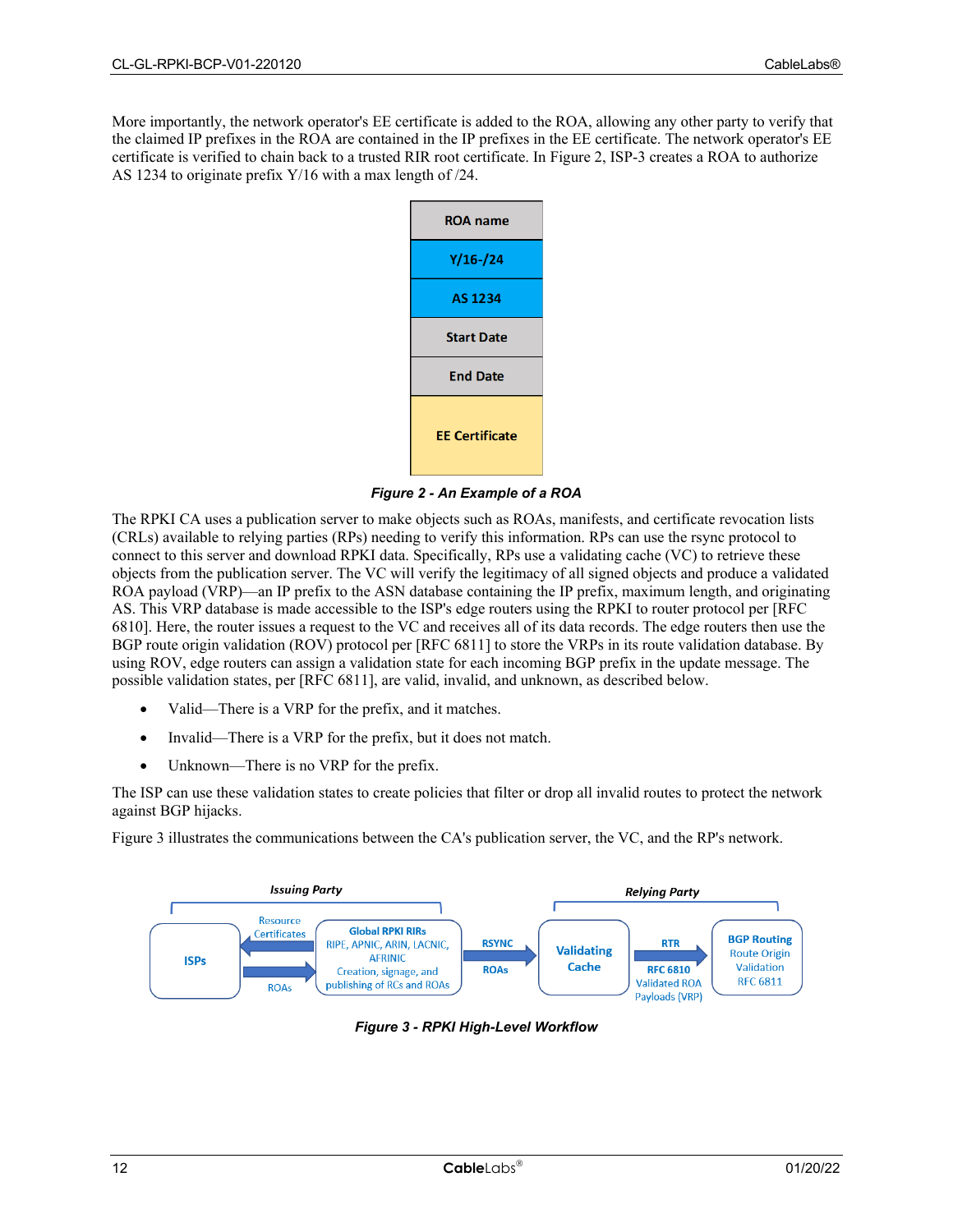More importantly, the network operator's EE certificate is added to the ROA, allowing any other party to verify that the claimed IP prefixes in the ROA are contained in the IP prefixes in the EE certificate. The network operator's EE certificate is verified to chain back to a trusted RIR root certificate. In Figure 2, ISP-3 creates a ROA to authorize AS 1234 to originate prefix Y/16 with a max length of /24.

| ROA name |
| --- |
| Y/16-/24 |
| AS 1234 |
| Start Date |
| End Date |
| EE Certificate |

***Figure 2 - An Example of a ROA***

The RPKI CA uses a publication server to make objects such as ROAs, manifests, and certificate revocation lists (CRLs) available to relying parties (RPs) needing to verify this information. RPs can use the rsync protocol to connect to this server and download RPKI data. Specifically, RPs use a validating cache (VC) to retrieve these objects from the publication server. The VC will verify the legitimacy of all signed objects and produce a validated ROA payload (VRP)—an IP prefix to the ASN database containing the IP prefix, maximum length, and originating AS. This VRP database is made accessible to the ISP's edge routers using the RPKI to router protocol per [RFC 6810]. Here, the router issues a request to the VC and receives all of its data records. The edge routers then use the BGP route origin validation (ROV) protocol per [RFC 6811] to store the VRPs in its route validation database. By using ROV, edge routers can assign a validation state for each incoming BGP prefix in the update message. The possible validation states, per [RFC 6811], are valid, invalid, and unknown, as described below.

- Valid—There is a VRP for the prefix, and it matches.
- Invalid—There is a VRP for the prefix, but it does not match.
- Unknown—There is no VRP for the prefix.

The ISP can use these validation states to create policies that filter or drop all invalid routes to protect the network against BGP hijacks.

Figure 3 illustrates the communications between the CA's publication server, the VC, and the RP's network.

*Issuing Party* — *Relying Party*

ISPs ← Resource Certificates — ROAs → Global RPKI RIRs (RIPE, APNIC, ARIN, LACNIC, AFRINIC; Creation, signage, and publishing of RCs and ROAs) → RSYNC / ROAs → Validating Cache → RTR / RFC 6810 Validated ROA Payloads (VRP) → BGP Routing Route Origin Validation RFC 6811

***Figure 3 - RPKI High-Level Workflow***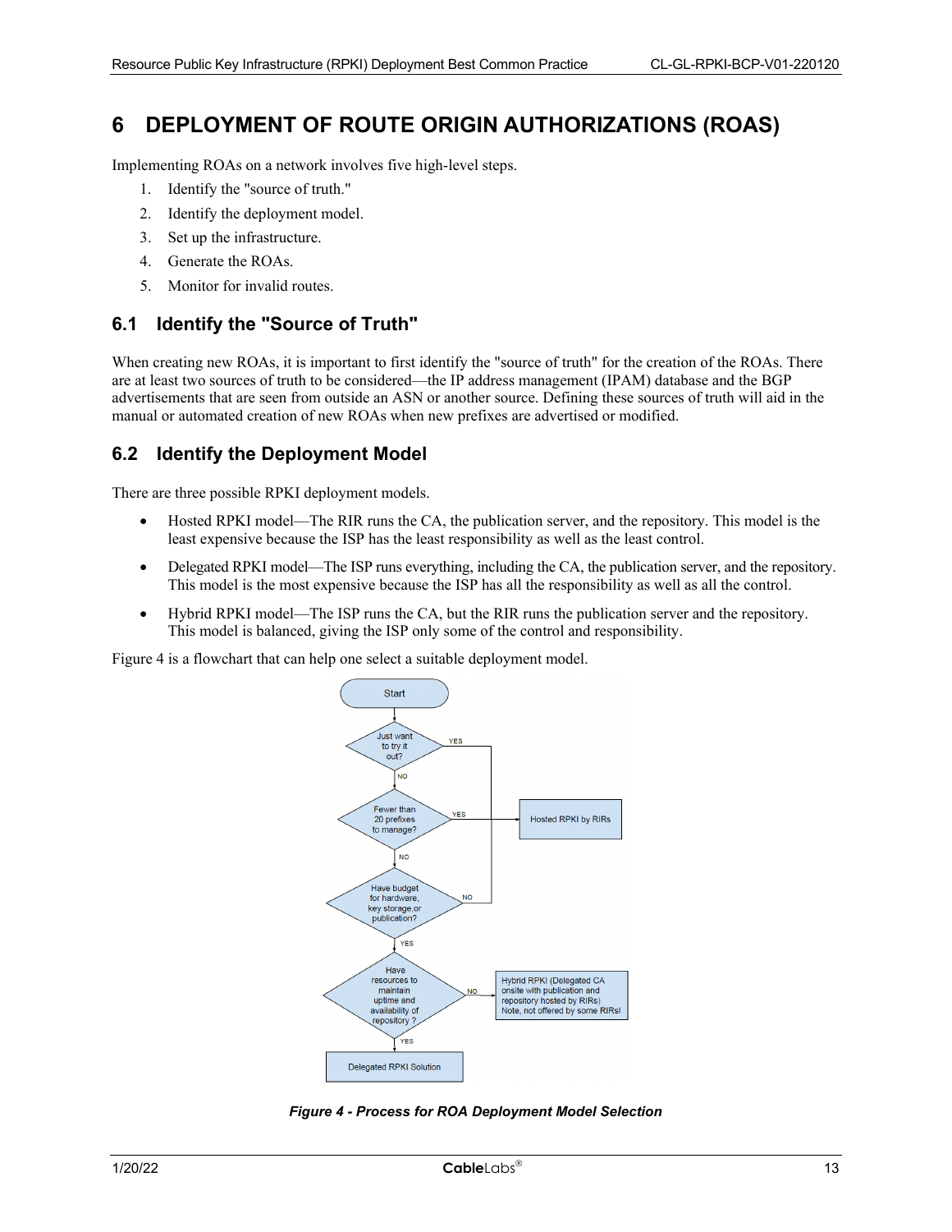# 6 DEPLOYMENT OF ROUTE ORIGIN AUTHORIZATIONS (ROAS)

Implementing ROAs on a network involves five high-level steps.

1. Identify the "source of truth."
2. Identify the deployment model.
3. Set up the infrastructure.
4. Generate the ROAs.
5. Monitor for invalid routes.

## 6.1 Identify the "Source of Truth"

When creating new ROAs, it is important to first identify the "source of truth" for the creation of the ROAs. There are at least two sources of truth to be considered—the IP address management (IPAM) database and the BGP advertisements that are seen from outside an ASN or another source. Defining these sources of truth will aid in the manual or automated creation of new ROAs when new prefixes are advertised or modified.

## 6.2 Identify the Deployment Model

There are three possible RPKI deployment models.

- Hosted RPKI model—The RIR runs the CA, the publication server, and the repository. This model is the least expensive because the ISP has the least responsibility as well as the least control.
- Delegated RPKI model—The ISP runs everything, including the CA, the publication server, and the repository. This model is the most expensive because the ISP has all the responsibility as well as all the control.
- Hybrid RPKI model—The ISP runs the CA, but the RIR runs the publication server and the repository. This model is balanced, giving the ISP only some of the control and responsibility.

Figure 4 is a flowchart that can help one select a suitable deployment model.

Start → Just want to try it out? (YES → Hosted RPKI by RIRs; NO ↓) → Fewer than 20 prefixes to manage? (YES → Hosted RPKI by RIRs; NO ↓) → Have budget for hardware, key storage, or publication? (NO → Hosted RPKI by RIRs; YES ↓) → Have resources to maintain uptime and availability of repository? (NO → Hybrid RPKI (Delegated CA onsite with publication and repository hosted by RIRs) Note, not offered by some RIRs!; YES → Delegated RPKI Solution)

*Figure 4 - Process for ROA Deployment Model Selection*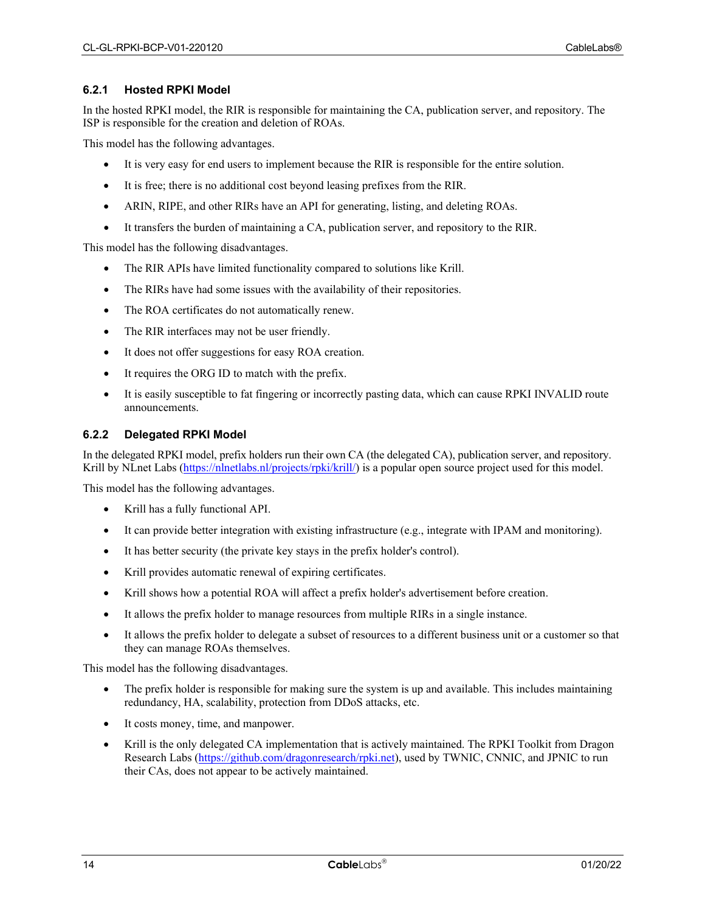### 6.2.1 Hosted RPKI Model

In the hosted RPKI model, the RIR is responsible for maintaining the CA, publication server, and repository. The ISP is responsible for the creation and deletion of ROAs.

This model has the following advantages.

- It is very easy for end users to implement because the RIR is responsible for the entire solution.
- It is free; there is no additional cost beyond leasing prefixes from the RIR.
- ARIN, RIPE, and other RIRs have an API for generating, listing, and deleting ROAs.
- It transfers the burden of maintaining a CA, publication server, and repository to the RIR.

This model has the following disadvantages.

- The RIR APIs have limited functionality compared to solutions like Krill.
- The RIRs have had some issues with the availability of their repositories.
- The ROA certificates do not automatically renew.
- The RIR interfaces may not be user friendly.
- It does not offer suggestions for easy ROA creation.
- It requires the ORG ID to match with the prefix.
- It is easily susceptible to fat fingering or incorrectly pasting data, which can cause RPKI INVALID route announcements.

### 6.2.2 Delegated RPKI Model

In the delegated RPKI model, prefix holders run their own CA (the delegated CA), publication server, and repository. Krill by NLnet Labs (https://nlnetlabs.nl/projects/rpki/krill/) is a popular open source project used for this model.

This model has the following advantages.

- Krill has a fully functional API.
- It can provide better integration with existing infrastructure (e.g., integrate with IPAM and monitoring).
- It has better security (the private key stays in the prefix holder's control).
- Krill provides automatic renewal of expiring certificates.
- Krill shows how a potential ROA will affect a prefix holder's advertisement before creation.
- It allows the prefix holder to manage resources from multiple RIRs in a single instance.
- It allows the prefix holder to delegate a subset of resources to a different business unit or a customer so that they can manage ROAs themselves.

This model has the following disadvantages.

- The prefix holder is responsible for making sure the system is up and available. This includes maintaining redundancy, HA, scalability, protection from DDoS attacks, etc.
- It costs money, time, and manpower.
- Krill is the only delegated CA implementation that is actively maintained. The RPKI Toolkit from Dragon Research Labs (https://github.com/dragonresearch/rpki.net), used by TWNIC, CNNIC, and JPNIC to run their CAs, does not appear to be actively maintained.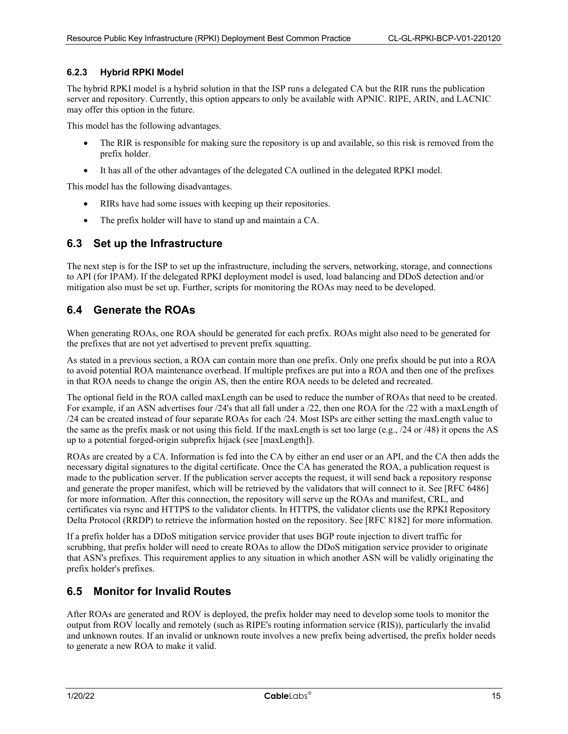#### 6.2.3 Hybrid RPKI Model

The hybrid RPKI model is a hybrid solution in that the ISP runs a delegated CA but the RIR runs the publication server and repository. Currently, this option appears to only be available with APNIC. RIPE, ARIN, and LACNIC may offer this option in the future.

This model has the following advantages.

- The RIR is responsible for making sure the repository is up and available, so this risk is removed from the prefix holder.
- It has all of the other advantages of the delegated CA outlined in the delegated RPKI model.

This model has the following disadvantages.

- RIRs have had some issues with keeping up their repositories.
- The prefix holder will have to stand up and maintain a CA.

## 6.3 Set up the Infrastructure

The next step is for the ISP to set up the infrastructure, including the servers, networking, storage, and connections to API (for IPAM). If the delegated RPKI deployment model is used, load balancing and DDoS detection and/or mitigation also must be set up. Further, scripts for monitoring the ROAs may need to be developed.

## 6.4 Generate the ROAs

When generating ROAs, one ROA should be generated for each prefix. ROAs might also need to be generated for the prefixes that are not yet advertised to prevent prefix squatting.

As stated in a previous section, a ROA can contain more than one prefix. Only one prefix should be put into a ROA to avoid potential ROA maintenance overhead. If multiple prefixes are put into a ROA and then one of the prefixes in that ROA needs to change the origin AS, then the entire ROA needs to be deleted and recreated.

The optional field in the ROA called maxLength can be used to reduce the number of ROAs that need to be created. For example, if an ASN advertises four /24's that all fall under a /22, then one ROA for the /22 with a maxLength of /24 can be created instead of four separate ROAs for each /24. Most ISPs are either setting the maxLength value to the same as the prefix mask or not using this field. If the maxLength is set too large (e.g., /24 or /48) it opens the AS up to a potential forged-origin subprefix hijack (see [maxLength]).

ROAs are created by a CA. Information is fed into the CA by either an end user or an API, and the CA then adds the necessary digital signatures to the digital certificate. Once the CA has generated the ROA, a publication request is made to the publication server. If the publication server accepts the request, it will send back a repository response and generate the proper manifest, which will be retrieved by the validators that will connect to it. See [RFC 6486] for more information. After this connection, the repository will serve up the ROAs and manifest, CRL, and certificates via rsync and HTTPS to the validator clients. In HTTPS, the validator clients use the RPKI Repository Delta Protocol (RRDP) to retrieve the information hosted on the repository. See [RFC 8182] for more information.

If a prefix holder has a DDoS mitigation service provider that uses BGP route injection to divert traffic for scrubbing, that prefix holder will need to create ROAs to allow the DDoS mitigation service provider to originate that ASN's prefixes. This requirement applies to any situation in which another ASN will be validly originating the prefix holder's prefixes.

## 6.5 Monitor for Invalid Routes

After ROAs are generated and ROV is deployed, the prefix holder may need to develop some tools to monitor the output from ROV locally and remotely (such as RIPE's routing information service (RIS)), particularly the invalid and unknown routes. If an invalid or unknown route involves a new prefix being advertised, the prefix holder needs to generate a new ROA to make it valid.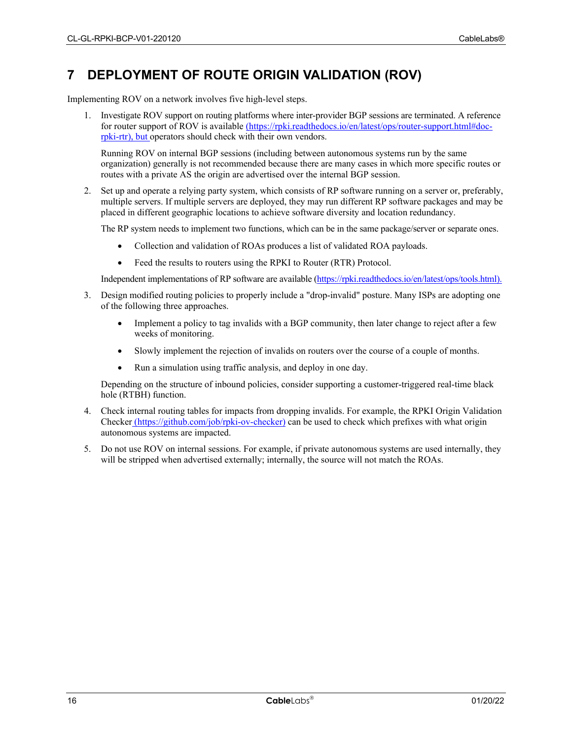# 7 DEPLOYMENT OF ROUTE ORIGIN VALIDATION (ROV)

Implementing ROV on a network involves five high-level steps.

1. Investigate ROV support on routing platforms where inter-provider BGP sessions are terminated. A reference for router support of ROV is available (https://rpki.readthedocs.io/en/latest/ops/router-support.html#doc-rpki-rtr), but operators should check with their own vendors.

   Running ROV on internal BGP sessions (including between autonomous systems run by the same organization) generally is not recommended because there are many cases in which more specific routes or routes with a private AS the origin are advertised over the internal BGP session.

2. Set up and operate a relying party system, which consists of RP software running on a server or, preferably, multiple servers. If multiple servers are deployed, they may run different RP software packages and may be placed in different geographic locations to achieve software diversity and location redundancy.

   The RP system needs to implement two functions, which can be in the same package/server or separate ones.

   - Collection and validation of ROAs produces a list of validated ROA payloads.
   - Feed the results to routers using the RPKI to Router (RTR) Protocol.

   Independent implementations of RP software are available (https://rpki.readthedocs.io/en/latest/ops/tools.html).

3. Design modified routing policies to properly include a "drop-invalid" posture. Many ISPs are adopting one of the following three approaches.

   - Implement a policy to tag invalids with a BGP community, then later change to reject after a few weeks of monitoring.
   - Slowly implement the rejection of invalids on routers over the course of a couple of months.
   - Run a simulation using traffic analysis, and deploy in one day.

   Depending on the structure of inbound policies, consider supporting a customer-triggered real-time black hole (RTBH) function.

4. Check internal routing tables for impacts from dropping invalids. For example, the RPKI Origin Validation Checker (https://github.com/job/rpki-ov-checker) can be used to check which prefixes with what origin autonomous systems are impacted.

5. Do not use ROV on internal sessions. For example, if private autonomous systems are used internally, they will be stripped when advertised externally; internally, the source will not match the ROAs.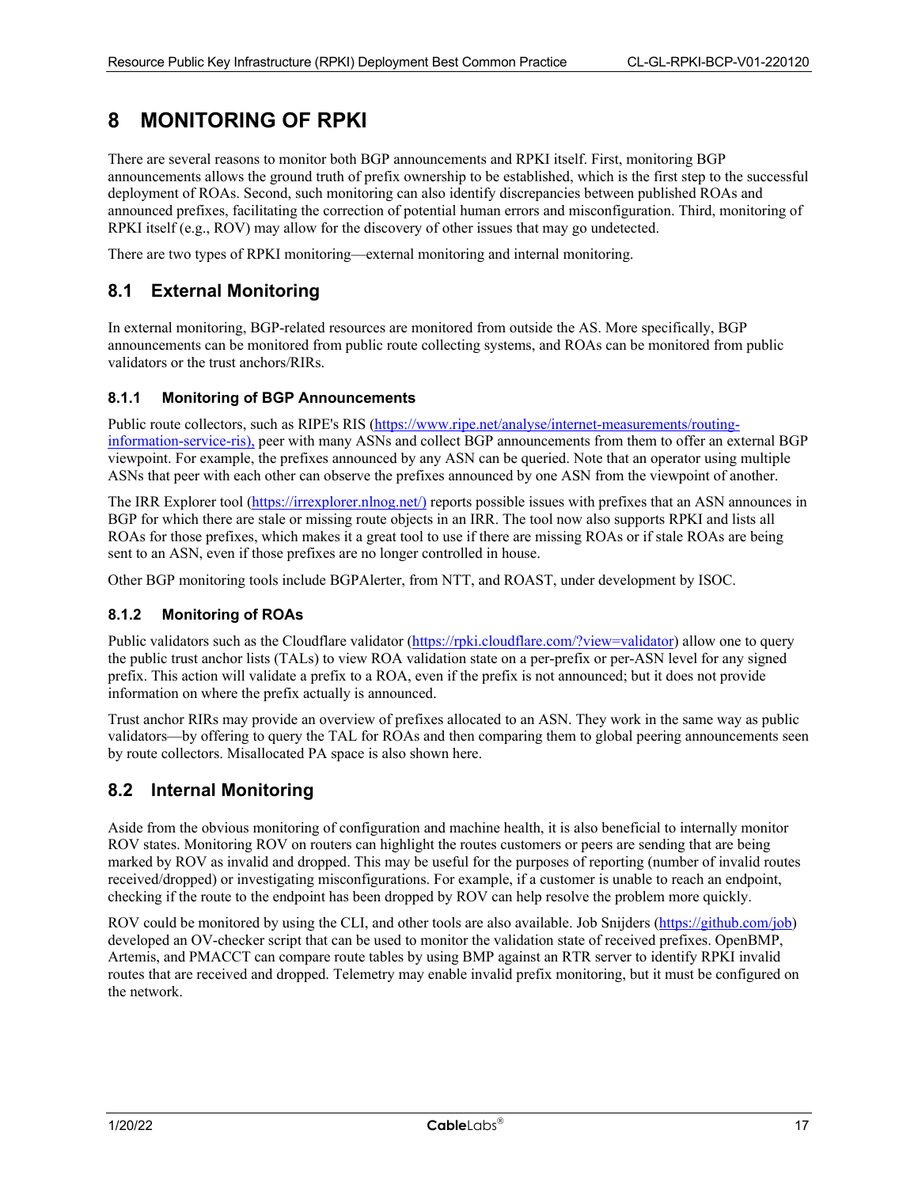# 8 MONITORING OF RPKI

There are several reasons to monitor both BGP announcements and RPKI itself. First, monitoring BGP announcements allows the ground truth of prefix ownership to be established, which is the first step to the successful deployment of ROAs. Second, such monitoring can also identify discrepancies between published ROAs and announced prefixes, facilitating the correction of potential human errors and misconfiguration. Third, monitoring of RPKI itself (e.g., ROV) may allow for the discovery of other issues that may go undetected.

There are two types of RPKI monitoring—external monitoring and internal monitoring.

## 8.1 External Monitoring

In external monitoring, BGP-related resources are monitored from outside the AS. More specifically, BGP announcements can be monitored from public route collecting systems, and ROAs can be monitored from public validators or the trust anchors/RIRs.

### 8.1.1 Monitoring of BGP Announcements

Public route collectors, such as RIPE's RIS (https://www.ripe.net/analyse/internet-measurements/routing-information-service-ris), peer with many ASNs and collect BGP announcements from them to offer an external BGP viewpoint. For example, the prefixes announced by any ASN can be queried. Note that an operator using multiple ASNs that peer with each other can observe the prefixes announced by one ASN from the viewpoint of another.

The IRR Explorer tool (https://irrexplorer.nlnog.net/) reports possible issues with prefixes that an ASN announces in BGP for which there are stale or missing route objects in an IRR. The tool now also supports RPKI and lists all ROAs for those prefixes, which makes it a great tool to use if there are missing ROAs or if stale ROAs are being sent to an ASN, even if those prefixes are no longer controlled in house.

Other BGP monitoring tools include BGPAlerter, from NTT, and ROAST, under development by ISOC.

### 8.1.2 Monitoring of ROAs

Public validators such as the Cloudflare validator (https://rpki.cloudflare.com/?view=validator) allow one to query the public trust anchor lists (TALs) to view ROA validation state on a per-prefix or per-ASN level for any signed prefix. This action will validate a prefix to a ROA, even if the prefix is not announced; but it does not provide information on where the prefix actually is announced.

Trust anchor RIRs may provide an overview of prefixes allocated to an ASN. They work in the same way as public validators—by offering to query the TAL for ROAs and then comparing them to global peering announcements seen by route collectors. Misallocated PA space is also shown here.

## 8.2 Internal Monitoring

Aside from the obvious monitoring of configuration and machine health, it is also beneficial to internally monitor ROV states. Monitoring ROV on routers can highlight the routes customers or peers are sending that are being marked by ROV as invalid and dropped. This may be useful for the purposes of reporting (number of invalid routes received/dropped) or investigating misconfigurations. For example, if a customer is unable to reach an endpoint, checking if the route to the endpoint has been dropped by ROV can help resolve the problem more quickly.

ROV could be monitored by using the CLI, and other tools are also available. Job Snijders (https://github.com/job) developed an OV-checker script that can be used to monitor the validation state of received prefixes. OpenBMP, Artemis, and PMACCT can compare route tables by using BMP against an RTR server to identify RPKI invalid routes that are received and dropped. Telemetry may enable invalid prefix monitoring, but it must be configured on the network.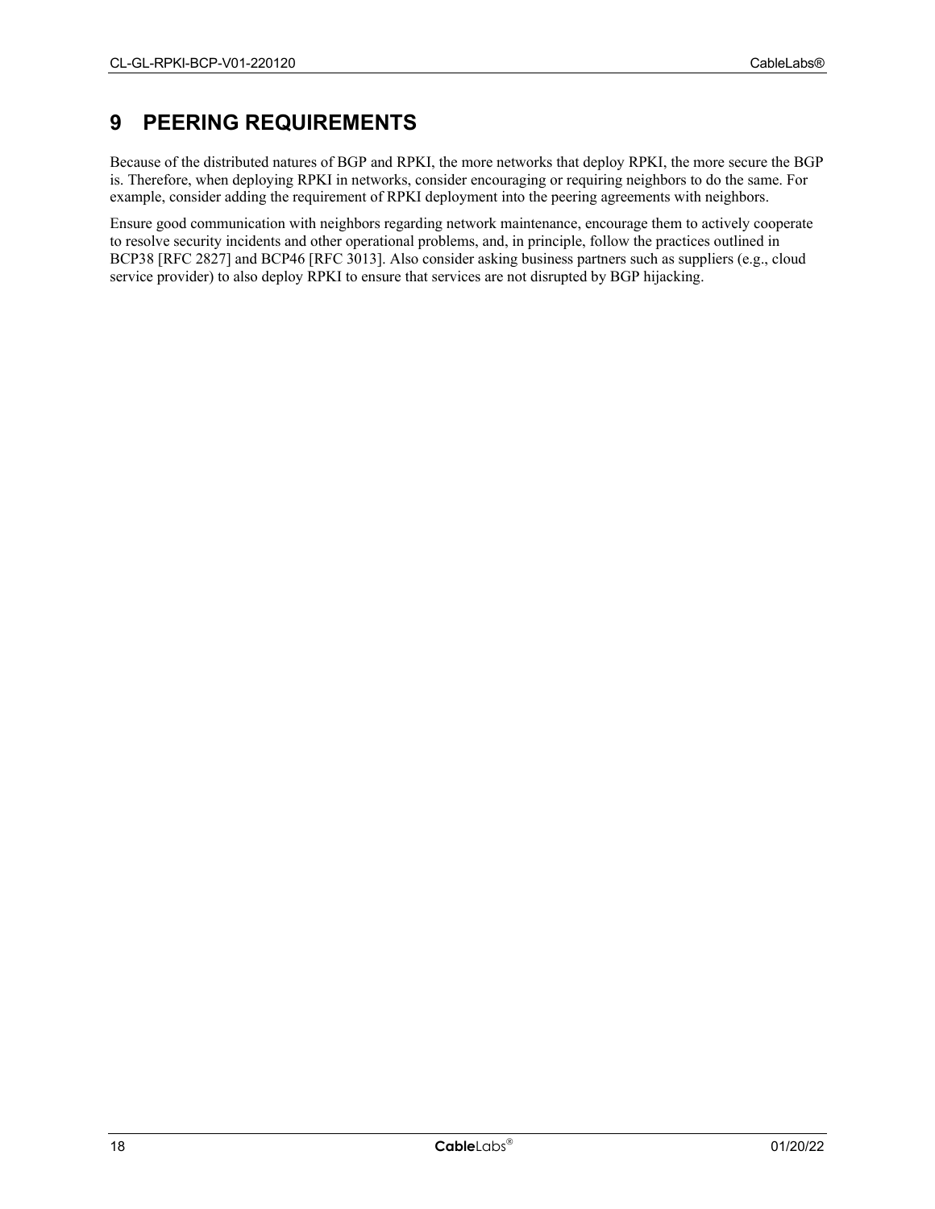# 9 PEERING REQUIREMENTS

Because of the distributed natures of BGP and RPKI, the more networks that deploy RPKI, the more secure the BGP is. Therefore, when deploying RPKI in networks, consider encouraging or requiring neighbors to do the same. For example, consider adding the requirement of RPKI deployment into the peering agreements with neighbors.

Ensure good communication with neighbors regarding network maintenance, encourage them to actively cooperate to resolve security incidents and other operational problems, and, in principle, follow the practices outlined in BCP38 [RFC 2827] and BCP46 [RFC 3013]. Also consider asking business partners such as suppliers (e.g., cloud service provider) to also deploy RPKI to ensure that services are not disrupted by BGP hijacking.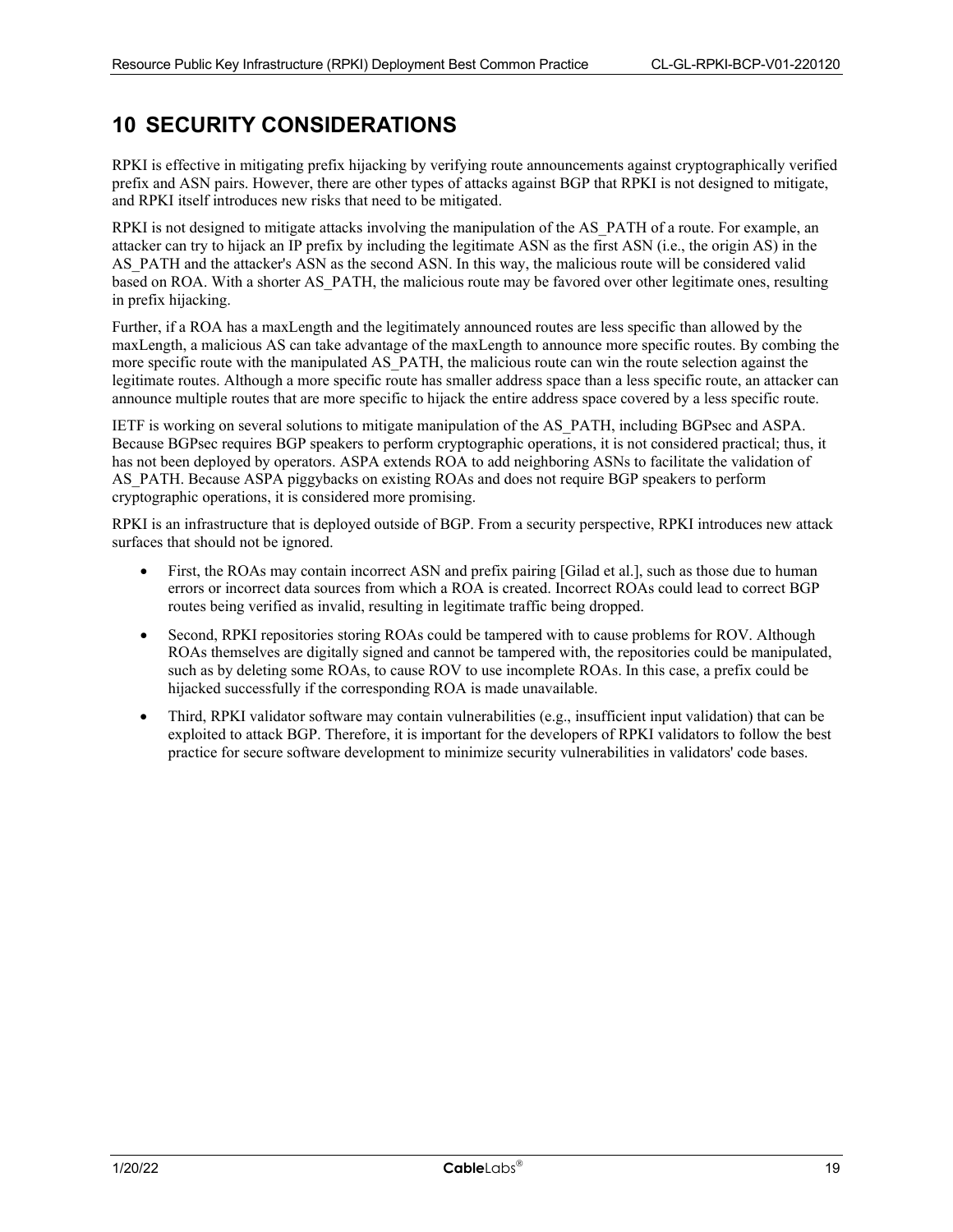# 10 SECURITY CONSIDERATIONS

RPKI is effective in mitigating prefix hijacking by verifying route announcements against cryptographically verified prefix and ASN pairs. However, there are other types of attacks against BGP that RPKI is not designed to mitigate, and RPKI itself introduces new risks that need to be mitigated.

RPKI is not designed to mitigate attacks involving the manipulation of the AS_PATH of a route. For example, an attacker can try to hijack an IP prefix by including the legitimate ASN as the first ASN (i.e., the origin AS) in the AS_PATH and the attacker's ASN as the second ASN. In this way, the malicious route will be considered valid based on ROA. With a shorter AS_PATH, the malicious route may be favored over other legitimate ones, resulting in prefix hijacking.

Further, if a ROA has a maxLength and the legitimately announced routes are less specific than allowed by the maxLength, a malicious AS can take advantage of the maxLength to announce more specific routes. By combing the more specific route with the manipulated AS_PATH, the malicious route can win the route selection against the legitimate routes. Although a more specific route has smaller address space than a less specific route, an attacker can announce multiple routes that are more specific to hijack the entire address space covered by a less specific route.

IETF is working on several solutions to mitigate manipulation of the AS_PATH, including BGPsec and ASPA. Because BGPsec requires BGP speakers to perform cryptographic operations, it is not considered practical; thus, it has not been deployed by operators. ASPA extends ROA to add neighboring ASNs to facilitate the validation of AS_PATH. Because ASPA piggybacks on existing ROAs and does not require BGP speakers to perform cryptographic operations, it is considered more promising.

RPKI is an infrastructure that is deployed outside of BGP. From a security perspective, RPKI introduces new attack surfaces that should not be ignored.

- First, the ROAs may contain incorrect ASN and prefix pairing [Gilad et al.], such as those due to human errors or incorrect data sources from which a ROA is created. Incorrect ROAs could lead to correct BGP routes being verified as invalid, resulting in legitimate traffic being dropped.
- Second, RPKI repositories storing ROAs could be tampered with to cause problems for ROV. Although ROAs themselves are digitally signed and cannot be tampered with, the repositories could be manipulated, such as by deleting some ROAs, to cause ROV to use incomplete ROAs. In this case, a prefix could be hijacked successfully if the corresponding ROA is made unavailable.
- Third, RPKI validator software may contain vulnerabilities (e.g., insufficient input validation) that can be exploited to attack BGP. Therefore, it is important for the developers of RPKI validators to follow the best practice for secure software development to minimize security vulnerabilities in validators' code bases.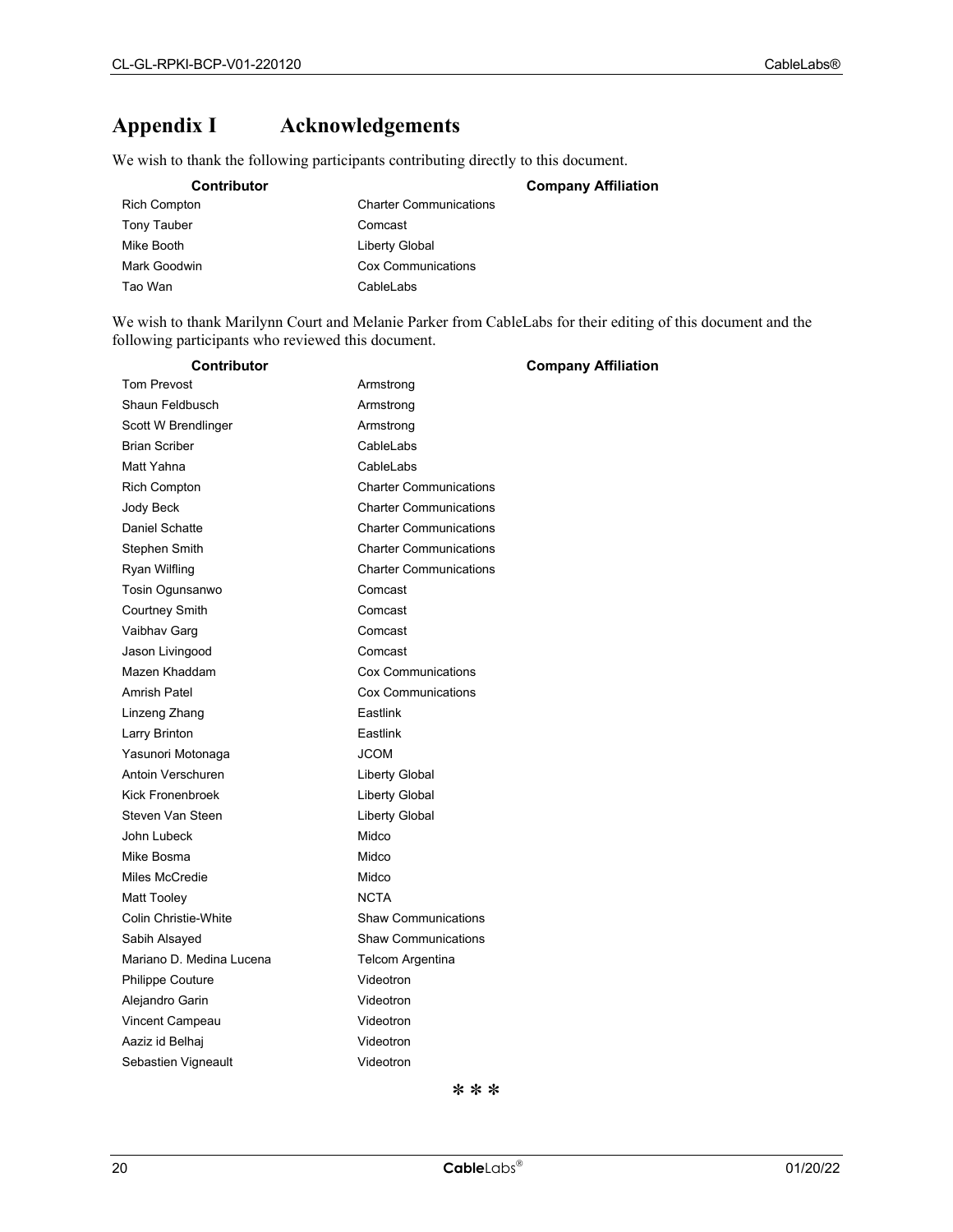# Appendix I Acknowledgements

We wish to thank the following participants contributing directly to this document.

| Contributor | Company Affiliation |
|---|---|
| Rich Compton | Charter Communications |
| Tony Tauber | Comcast |
| Mike Booth | Liberty Global |
| Mark Goodwin | Cox Communications |
| Tao Wan | CableLabs |

We wish to thank Marilynn Court and Melanie Parker from CableLabs for their editing of this document and the following participants who reviewed this document.

| Contributor | Company Affiliation |
|---|---|
| Tom Prevost | Armstrong |
| Shaun Feldbusch | Armstrong |
| Scott W Brendlinger | Armstrong |
| Brian Scriber | CableLabs |
| Matt Yahna | CableLabs |
| Rich Compton | Charter Communications |
| Jody Beck | Charter Communications |
| Daniel Schatte | Charter Communications |
| Stephen Smith | Charter Communications |
| Ryan Wilfling | Charter Communications |
| Tosin Ogunsanwo | Comcast |
| Courtney Smith | Comcast |
| Vaibhav Garg | Comcast |
| Jason Livingood | Comcast |
| Mazen Khaddam | Cox Communications |
| Amrish Patel | Cox Communications |
| Linzeng Zhang | Eastlink |
| Larry Brinton | Eastlink |
| Yasunori Motonaga | JCOM |
| Antoin Verschuren | Liberty Global |
| Kick Fronenbroek | Liberty Global |
| Steven Van Steen | Liberty Global |
| John Lubeck | Midco |
| Mike Bosma | Midco |
| Miles McCredie | Midco |
| Matt Tooley | NCTA |
| Colin Christie-White | Shaw Communications |
| Sabih Alsayed | Shaw Communications |
| Mariano D. Medina Lucena | Telcom Argentina |
| Philippe Couture | Videotron |
| Alejandro Garin | Videotron |
| Vincent Campeau | Videotron |
| Aaziz id Belhaj | Videotron |
| Sebastien Vigneault | Videotron |

* * *